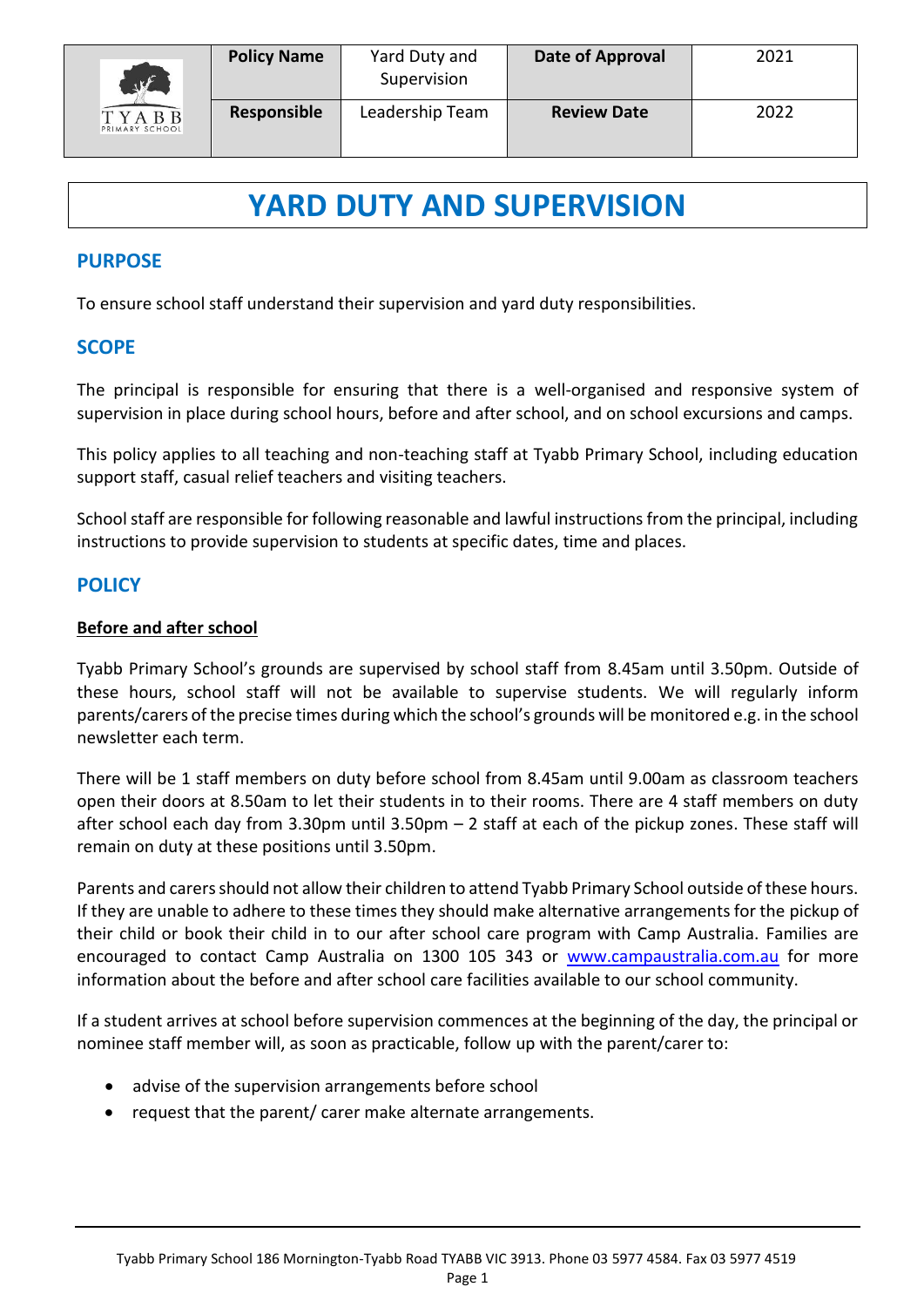| | Policy Name | Yard Duty and Supervision | Date of Approval | 2021 |
|---|---|---|---|---|
| TYABB PRIMARY SCHOOL | Responsible | Leadership Team | Review Date | 2022 |

# YARD DUTY AND SUPERVISION

## PURPOSE

To ensure school staff understand their supervision and yard duty responsibilities.

## SCOPE

The principal is responsible for ensuring that there is a well-organised and responsive system of supervision in place during school hours, before and after school, and on school excursions and camps.

This policy applies to all teaching and non-teaching staff at Tyabb Primary School, including education support staff, casual relief teachers and visiting teachers.

School staff are responsible for following reasonable and lawful instructions from the principal, including instructions to provide supervision to students at specific dates, time and places.

## POLICY

**Before and after school**

Tyabb Primary School's grounds are supervised by school staff from 8.45am until 3.50pm. Outside of these hours, school staff will not be available to supervise students. We will regularly inform parents/carers of the precise times during which the school's grounds will be monitored e.g. in the school newsletter each term.

There will be 1 staff members on duty before school from 8.45am until 9.00am as classroom teachers open their doors at 8.50am to let their students in to their rooms. There are 4 staff members on duty after school each day from 3.30pm until 3.50pm – 2 staff at each of the pickup zones. These staff will remain on duty at these positions until 3.50pm.

Parents and carers should not allow their children to attend Tyabb Primary School outside of these hours. If they are unable to adhere to these times they should make alternative arrangements for the pickup of their child or book their child in to our after school care program with Camp Australia. Families are encouraged to contact Camp Australia on 1300 105 343 or www.campaustralia.com.au for more information about the before and after school care facilities available to our school community.

If a student arrives at school before supervision commences at the beginning of the day, the principal or nominee staff member will, as soon as practicable, follow up with the parent/carer to:

- advise of the supervision arrangements before school
- request that the parent/ carer make alternate arrangements.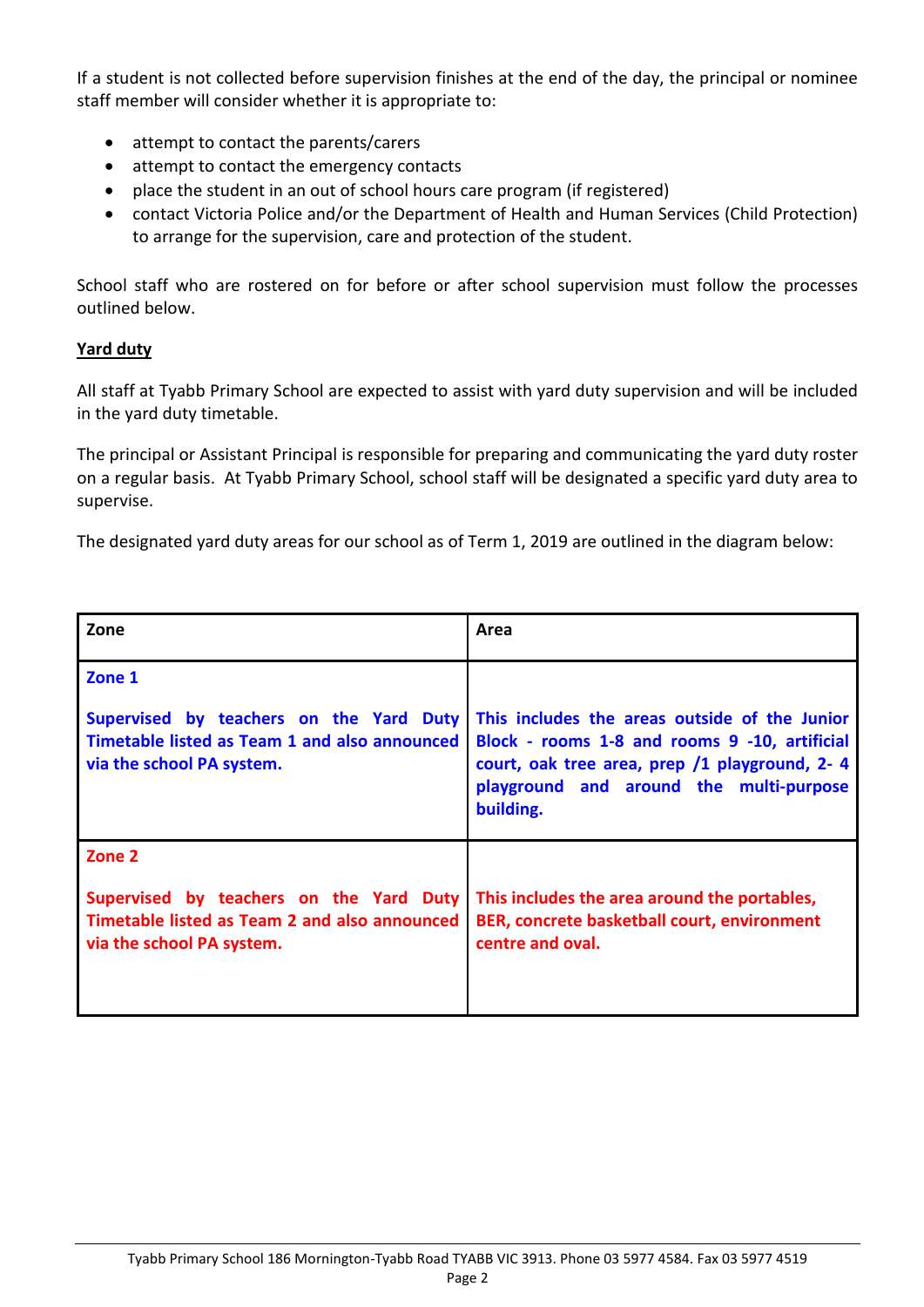If a student is not collected before supervision finishes at the end of the day, the principal or nominee staff member will consider whether it is appropriate to:

- attempt to contact the parents/carers
- attempt to contact the emergency contacts
- place the student in an out of school hours care program (if registered)
- contact Victoria Police and/or the Department of Health and Human Services (Child Protection) to arrange for the supervision, care and protection of the student.

School staff who are rostered on for before or after school supervision must follow the processes outlined below.

**Yard duty**

All staff at Tyabb Primary School are expected to assist with yard duty supervision and will be included in the yard duty timetable.

The principal or Assistant Principal is responsible for preparing and communicating the yard duty roster on a regular basis. At Tyabb Primary School, school staff will be designated a specific yard duty area to supervise.

The designated yard duty areas for our school as of Term 1, 2019 are outlined in the diagram below:

| Zone | Area |
|---|---|
| **Zone 1**<br><br>**Supervised by teachers on the Yard Duty Timetable listed as Team 1 and also announced via the school PA system.** | **This includes the areas outside of the Junior Block - rooms 1-8 and rooms 9 -10, artificial court, oak tree area, prep /1 playground, 2- 4 playground and around the multi-purpose building.** |
| **Zone 2**<br><br>**Supervised by teachers on the Yard Duty Timetable listed as Team 2 and also announced via the school PA system.** | **This includes the area around the portables, BER, concrete basketball court, environment centre and oval.** |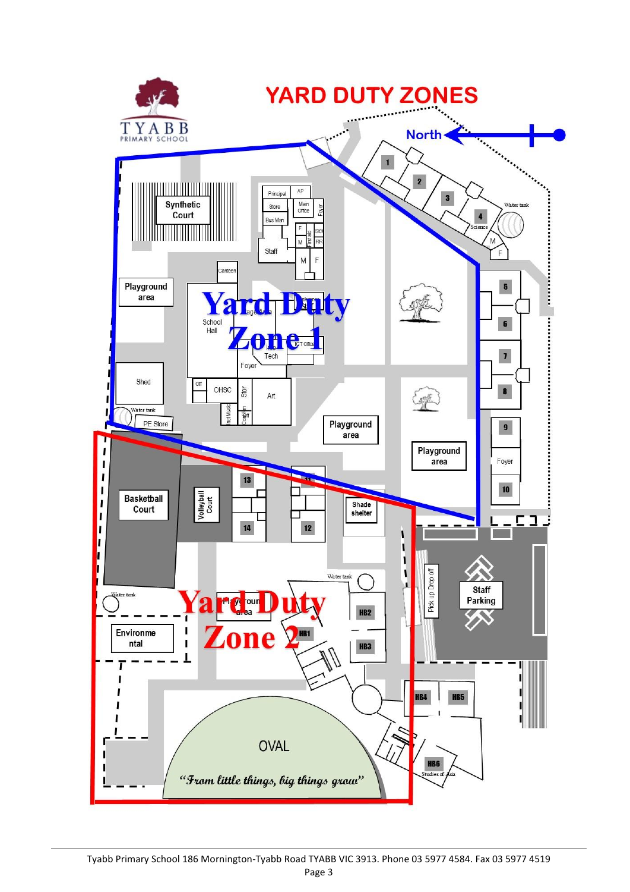# YARD DUTY ZONES

North

Synthetic Court

Principal | AP | Store | Main Office | Foyer | Bus Man | Staff | Sick | First aid | RR | Canteen

Playground area

School Hall

**Yard Duty Zone 1**

Tech | ICT Office | Foyer

Shed

Water tank

PE Store

Off | OHSC | Stor | Art

Playground area

Playground area

1 | 2 | 3 | 4 | Science | Water tank | 5 | 6 | 7 | 8 | 9 | Foyer | 10

Basketball Court

Volleyball Court

13 | 14 | 11 | 12

Shade shelter

Water tank

Water tank

**Yard Duty Zone 2**

Playground area

Environmental

HB1 | HB2 | HB3 | HB4 | HB5 | HB6 | Studies of Asia

Pick up Drop off

Staff Parking

OVAL

*"From little things, big things grow"*

Tyabb Primary School 186 Mornington-Tyabb Road TYABB VIC 3913. Phone 03 5977 4584. Fax 03 5977 4519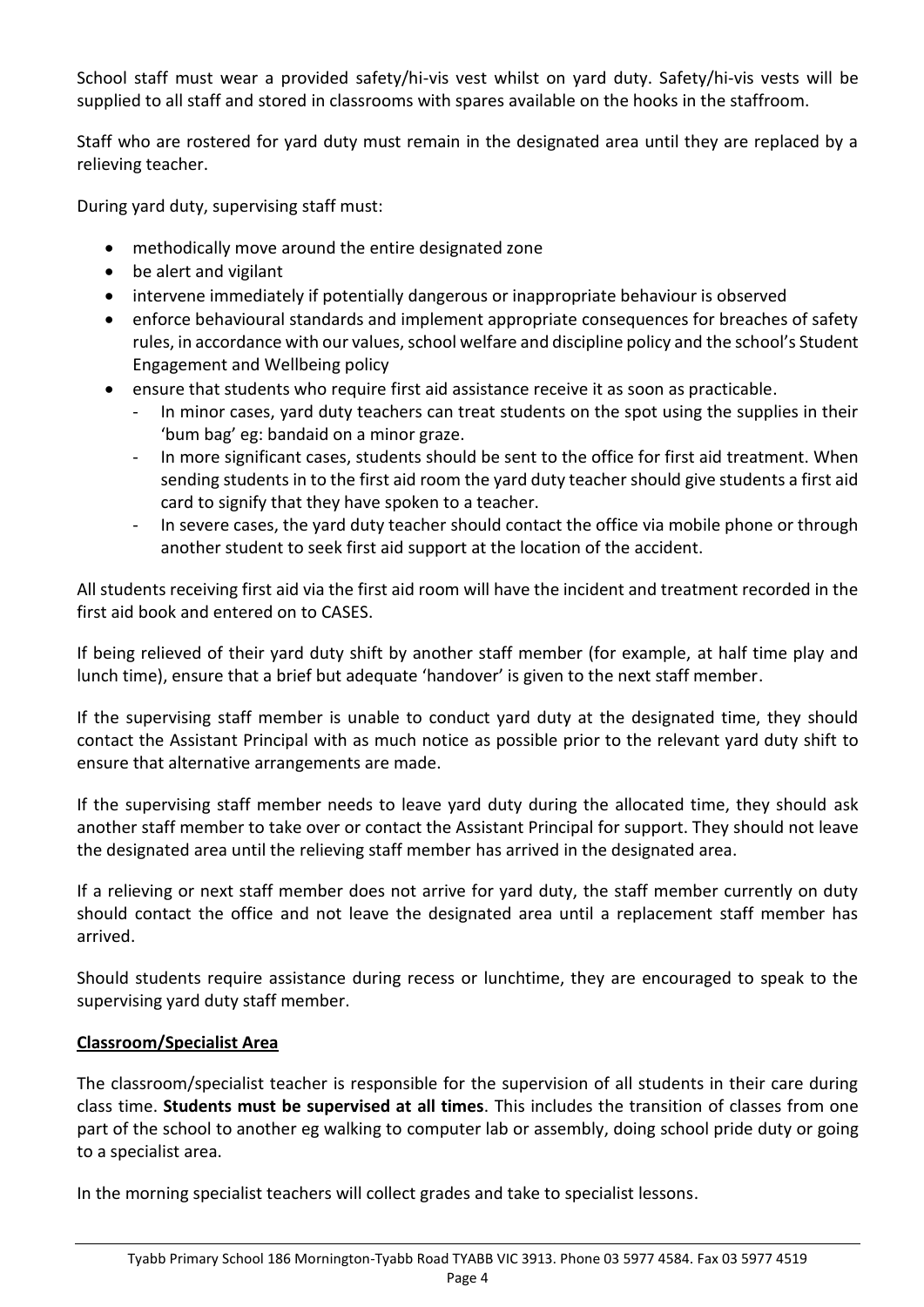School staff must wear a provided safety/hi-vis vest whilst on yard duty. Safety/hi-vis vests will be supplied to all staff and stored in classrooms with spares available on the hooks in the staffroom.

Staff who are rostered for yard duty must remain in the designated area until they are replaced by a relieving teacher.

During yard duty, supervising staff must:

- methodically move around the entire designated zone
- be alert and vigilant
- intervene immediately if potentially dangerous or inappropriate behaviour is observed
- enforce behavioural standards and implement appropriate consequences for breaches of safety rules, in accordance with our values, school welfare and discipline policy and the school's Student Engagement and Wellbeing policy
- ensure that students who require first aid assistance receive it as soon as practicable.
  - In minor cases, yard duty teachers can treat students on the spot using the supplies in their 'bum bag' eg: bandaid on a minor graze.
  - In more significant cases, students should be sent to the office for first aid treatment. When sending students in to the first aid room the yard duty teacher should give students a first aid card to signify that they have spoken to a teacher.
  - In severe cases, the yard duty teacher should contact the office via mobile phone or through another student to seek first aid support at the location of the accident.

All students receiving first aid via the first aid room will have the incident and treatment recorded in the first aid book and entered on to CASES.

If being relieved of their yard duty shift by another staff member (for example, at half time play and lunch time), ensure that a brief but adequate 'handover' is given to the next staff member.

If the supervising staff member is unable to conduct yard duty at the designated time, they should contact the Assistant Principal with as much notice as possible prior to the relevant yard duty shift to ensure that alternative arrangements are made.

If the supervising staff member needs to leave yard duty during the allocated time, they should ask another staff member to take over or contact the Assistant Principal for support. They should not leave the designated area until the relieving staff member has arrived in the designated area.

If a relieving or next staff member does not arrive for yard duty, the staff member currently on duty should contact the office and not leave the designated area until a replacement staff member has arrived.

Should students require assistance during recess or lunchtime, they are encouraged to speak to the supervising yard duty staff member.

**Classroom/Specialist Area**

The classroom/specialist teacher is responsible for the supervision of all students in their care during class time. **Students must be supervised at all times**. This includes the transition of classes from one part of the school to another eg walking to computer lab or assembly, doing school pride duty or going to a specialist area.

In the morning specialist teachers will collect grades and take to specialist lessons.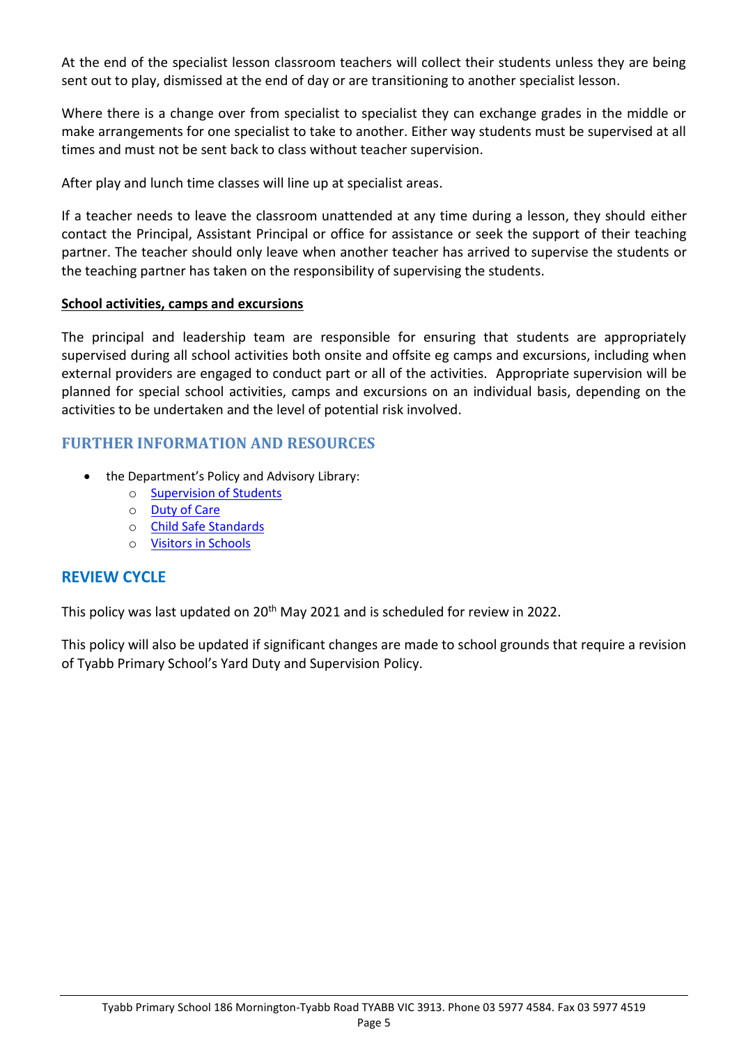At the end of the specialist lesson classroom teachers will collect their students unless they are being sent out to play, dismissed at the end of day or are transitioning to another specialist lesson.

Where there is a change over from specialist to specialist they can exchange grades in the middle or make arrangements for one specialist to take to another. Either way students must be supervised at all times and must not be sent back to class without teacher supervision.

After play and lunch time classes will line up at specialist areas.

If a teacher needs to leave the classroom unattended at any time during a lesson, they should either contact the Principal, Assistant Principal or office for assistance or seek the support of their teaching partner. The teacher should only leave when another teacher has arrived to supervise the students or the teaching partner has taken on the responsibility of supervising the students.

**School activities, camps and excursions**

The principal and leadership team are responsible for ensuring that students are appropriately supervised during all school activities both onsite and offsite eg camps and excursions, including when external providers are engaged to conduct part or all of the activities. Appropriate supervision will be planned for special school activities, camps and excursions on an individual basis, depending on the activities to be undertaken and the level of potential risk involved.

## FURTHER INFORMATION AND RESOURCES

- the Department's Policy and Advisory Library:
  - Supervision of Students
  - Duty of Care
  - Child Safe Standards
  - Visitors in Schools

## REVIEW CYCLE

This policy was last updated on 20th May 2021 and is scheduled for review in 2022.

This policy will also be updated if significant changes are made to school grounds that require a revision of Tyabb Primary School's Yard Duty and Supervision Policy.